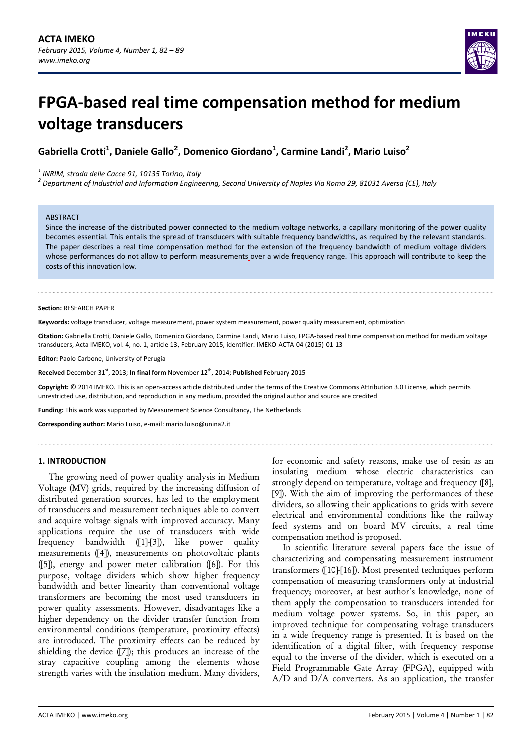# FPGA-based real time compensation method for medium voltage transducers

**Gabriella Crotti[1], Daniele Gallo[2], Domenico Giordano[1], Carmine Landi[2], Mario Luiso[2]**

[1] *INRIM, strada delle Cacce 91, 10135 Torino, Italy*
[2] *Department of Industrial and Information Engineering, Second University of Naples Via Roma 29, 81031 Aversa (CE), Italy*

ABSTRACT

Since the increase of the distributed power connected to the medium voltage networks, a capillary monitoring of the power quality becomes essential. This entails the spread of transducers with suitable frequency bandwidths, as required by the relevant standards. The paper describes a real time compensation method for the extension of the frequency bandwidth of medium voltage dividers whose performances do not allow to perform measurements over a wide frequency range. This approach will contribute to keep the costs of this innovation low.

**Section:** RESEARCH PAPER

**Keywords:** voltage transducer, voltage measurement, power system measurement, power quality measurement, optimization

**Citation:** Gabriella Crotti, Daniele Gallo, Domenico Giordano, Carmine Landi, Mario Luiso, FPGA-based real time compensation method for medium voltage transducers, Acta IMEKO, vol. 4, no. 1, article 13, February 2015, identifier: IMEKO-ACTA-04 (2015)-01-13

**Editor:** Paolo Carbone, University of Perugia

**Received** December 31st, 2013; **In final form** November 12th, 2014; **Published** February 2015

**Copyright:** © 2014 IMEKO. This is an open-access article distributed under the terms of the Creative Commons Attribution 3.0 License, which permits unrestricted use, distribution, and reproduction in any medium, provided the original author and source are credited

**Funding:** This work was supported by Measurement Science Consultancy, The Netherlands

**Corresponding author:** Mario Luiso, e-mail: mario.luiso@unina2.it

## 1. INTRODUCTION

The growing need of power quality analysis in Medium Voltage (MV) grids, required by the increasing diffusion of distributed generation sources, has led to the employment of transducers and measurement techniques able to convert and acquire voltage signals with improved accuracy. Many applications require the use of transducers with wide frequency bandwidth ([1]-[3]), like power quality measurements ([4]), measurements on photovoltaic plants ([5]), energy and power meter calibration ([6]). For this purpose, voltage dividers which show higher frequency bandwidth and better linearity than conventional voltage transformers are becoming the most used transducers in power quality assessments. However, disadvantages like a higher dependency on the divider transfer function from environmental conditions (temperature, proximity effects) are introduced. The proximity effects can be reduced by shielding the device ([7]); this produces an increase of the stray capacitive coupling among the elements whose strength varies with the insulation medium. Many dividers, for economic and safety reasons, make use of resin as an insulating medium whose electric characteristics can strongly depend on temperature, voltage and frequency ([8], [9]). With the aim of improving the performances of these dividers, so allowing their applications to grids with severe electrical and environmental conditions like the railway feed systems and on board MV circuits, a real time compensation method is proposed.

In scientific literature several papers face the issue of characterizing and compensating measurement instrument transformers ([10]-[16]). Most presented techniques perform compensation of measuring transformers only at industrial frequency; moreover, at best author's knowledge, none of them apply the compensation to transducers intended for medium voltage power systems. So, in this paper, an improved technique for compensating voltage transducers in a wide frequency range is presented. It is based on the identification of a digital filter, with frequency response equal to the inverse of the divider, which is executed on a Field Programmable Gate Array (FPGA), equipped with A/D and D/A converters. As an application, the transfer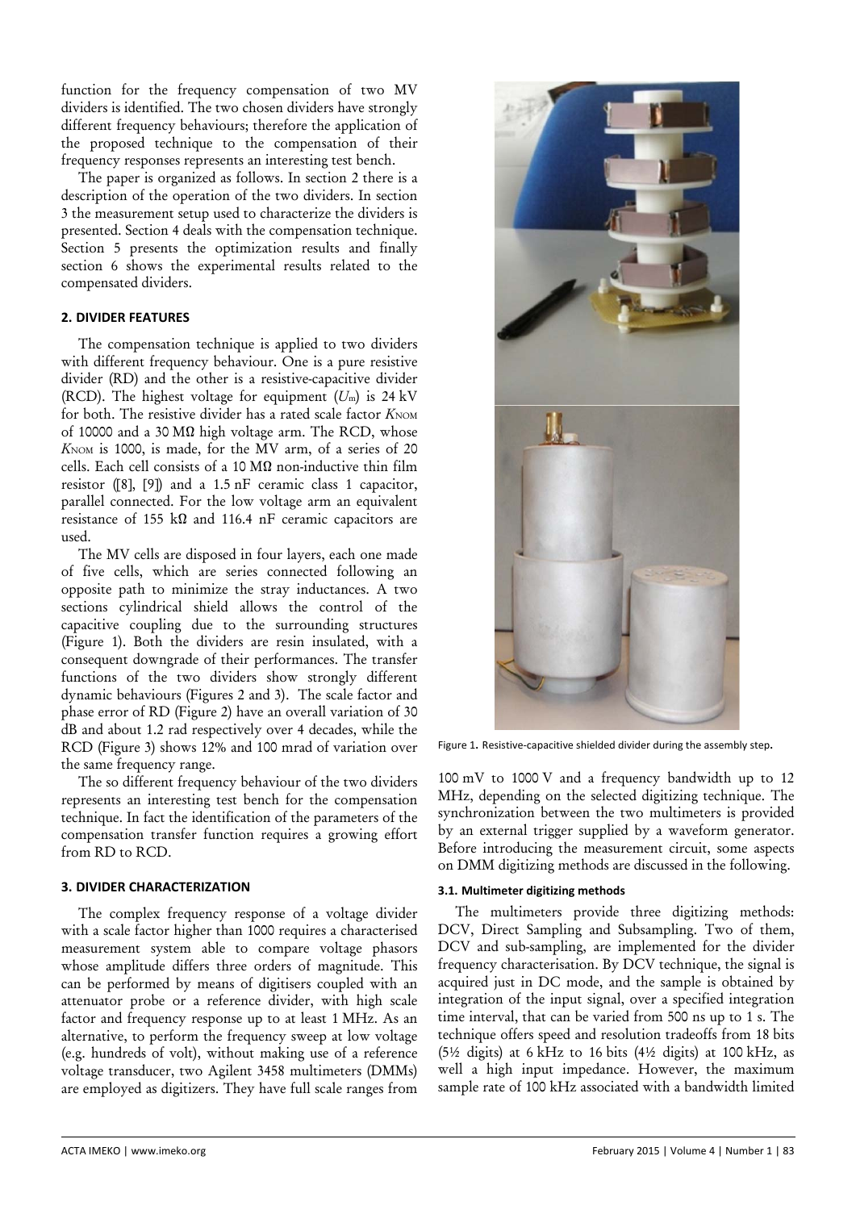function for the frequency compensation of two MV dividers is identified. The two chosen dividers have strongly different frequency behaviours; therefore the application of the proposed technique to the compensation of their frequency responses represents an interesting test bench.

The paper is organized as follows. In section 2 there is a description of the operation of the two dividers. In section 3 the measurement setup used to characterize the dividers is presented. Section 4 deals with the compensation technique. Section 5 presents the optimization results and finally section 6 shows the experimental results related to the compensated dividers.

## 2. DIVIDER FEATURES

The compensation technique is applied to two dividers with different frequency behaviour. One is a pure resistive divider (RD) and the other is a resistive-capacitive divider (RCD). The highest voltage for equipment ($U_m$) is 24 kV for both. The resistive divider has a rated scale factor $K_{NOM}$ of 10000 and a 30 MΩ high voltage arm. The RCD, whose $K_{NOM}$ is 1000, is made, for the MV arm, of a series of 20 cells. Each cell consists of a 10 MΩ non-inductive thin film resistor ([8], [9]) and a 1.5 nF ceramic class 1 capacitor, parallel connected. For the low voltage arm an equivalent resistance of 155 kΩ and 116.4 nF ceramic capacitors are used.

The MV cells are disposed in four layers, each one made of five cells, which are series connected following an opposite path to minimize the stray inductances. A two sections cylindrical shield allows the control of the capacitive coupling due to the surrounding structures (Figure 1). Both the dividers are resin insulated, with a consequent downgrade of their performances. The transfer functions of the two dividers show strongly different dynamic behaviours (Figures 2 and 3). The scale factor and phase error of RD (Figure 2) have an overall variation of 30 dB and about 1.2 rad respectively over 4 decades, while the RCD (Figure 3) shows 12% and 100 mrad of variation over the same frequency range.

The so different frequency behaviour of the two dividers represents an interesting test bench for the compensation technique. In fact the identification of the parameters of the compensation transfer function requires a growing effort from RD to RCD.

## 3. DIVIDER CHARACTERIZATION

The complex frequency response of a voltage divider with a scale factor higher than 1000 requires a characterised measurement system able to compare voltage phasors whose amplitude differs three orders of magnitude. This can be performed by means of digitisers coupled with an attenuator probe or a reference divider, with high scale factor and frequency response up to at least 1 MHz. As an alternative, to perform the frequency sweep at low voltage (e.g. hundreds of volt), without making use of a reference voltage transducer, two Agilent 3458 multimeters (DMMs) are employed as digitizers. They have full scale ranges from 100 mV to 1000 V and a frequency bandwidth up to 12 MHz, depending on the selected digitizing technique. The synchronization between the two multimeters is provided by an external trigger supplied by a waveform generator. Before introducing the measurement circuit, some aspects on DMM digitizing methods are discussed in the following.

Figure 1. Resistive-capacitive shielded divider during the assembly step.

### 3.1. Multimeter digitizing methods

The multimeters provide three digitizing methods: DCV, Direct Sampling and Subsampling. Two of them, DCV and sub-sampling, are implemented for the divider frequency characterisation. By DCV technique, the signal is acquired just in DC mode, and the sample is obtained by integration of the input signal, over a specified integration time interval, that can be varied from 500 ns up to 1 s. The technique offers speed and resolution tradeoffs from 18 bits (5½ digits) at 6 kHz to 16 bits (4½ digits) at 100 kHz, as well a high input impedance. However, the maximum sample rate of 100 kHz associated with a bandwidth limited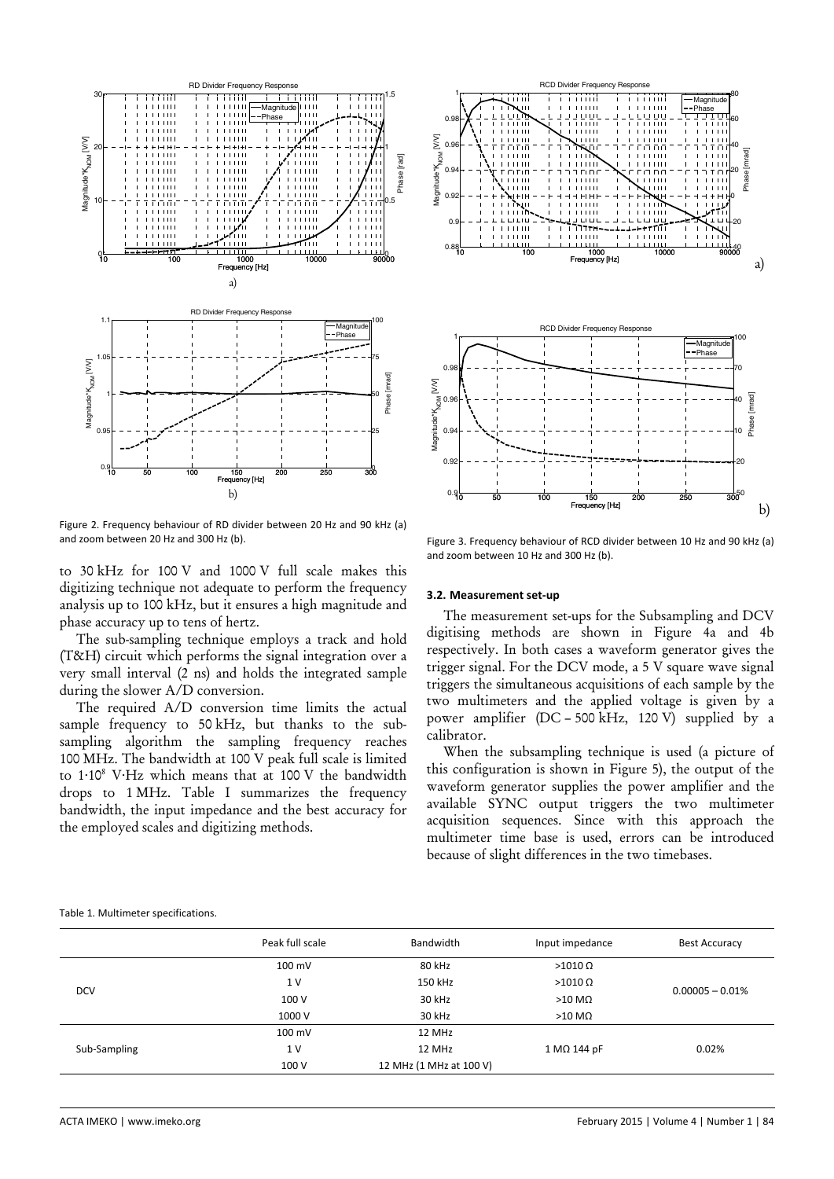Figure 2. Frequency behaviour of RD divider between 20 Hz and 90 kHz (a) and zoom between 20 Hz and 300 Hz (b).

Figure 3. Frequency behaviour of RCD divider between 10 Hz and 90 kHz (a) and zoom between 10 Hz and 300 Hz (b).

to 30 kHz for 100 V and 1000 V full scale makes this digitizing technique not adequate to perform the frequency analysis up to 100 kHz, but it ensures a high magnitude and phase accuracy up to tens of hertz.

The sub-sampling technique employs a track and hold (T&H) circuit which performs the signal integration over a very small interval (2 ns) and holds the integrated sample during the slower A/D conversion.

The required A/D conversion time limits the actual sample frequency to 50 kHz, but thanks to the sub-sampling algorithm the sampling frequency reaches 100 MHz. The bandwidth at 100 V peak full scale is limited to $1 \cdot 10^8$ V·Hz which means that at 100 V the bandwidth drops to 1 MHz. Table I summarizes the frequency bandwidth, the input impedance and the best accuracy for the employed scales and digitizing methods.

### 3.2. Measurement set-up

The measurement set-ups for the Subsampling and DCV digitising methods are shown in Figure 4a and 4b respectively. In both cases a waveform generator gives the trigger signal. For the DCV mode, a 5 V square wave signal triggers the simultaneous acquisitions of each sample by the two multimeters and the applied voltage is given by a power amplifier (DC – 500 kHz, 120 V) supplied by a calibrator.

When the subsampling technique is used (a picture of this configuration is shown in Figure 5), the output of the waveform generator supplies the power amplifier and the available SYNC output triggers the two multimeter acquisition sequences. Since with this approach the multimeter time base is used, errors can be introduced because of slight differences in the two timebases.

Table 1. Multimeter specifications.

| | Peak full scale | Bandwidth | Input impedance | Best Accuracy |
|---|---|---|---|---|
| DCV | 100 mV | 80 kHz | >1010 Ω | 0.00005 – 0.01% |
| | 1 V | 150 kHz | >1010 Ω | |
| | 100 V | 30 kHz | >10 MΩ | |
| | 1000 V | 30 kHz | >10 MΩ | |
| Sub-Sampling | 100 mV | 12 MHz | 1 MΩ 144 pF | 0.02% |
| | 1 V | 12 MHz | | |
| | 100 V | 12 MHz (1 MHz at 100 V) | | |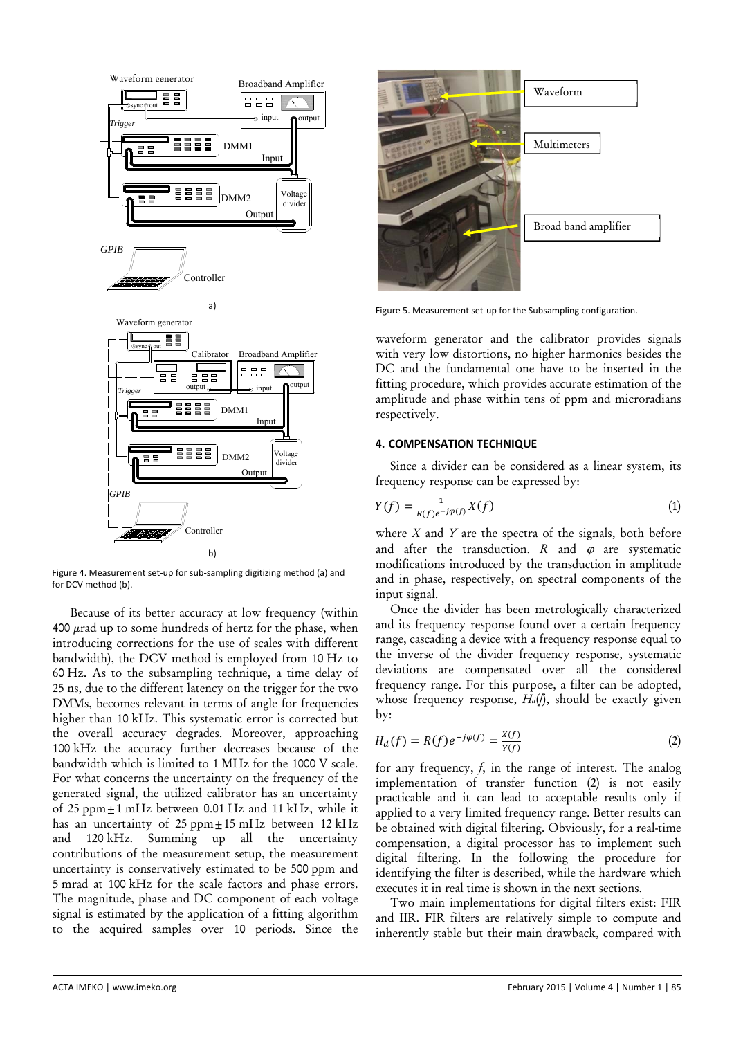Figure 4. Measurement set-up for sub-sampling digitizing method (a) and for DCV method (b).

Because of its better accuracy at low frequency (within 400 $\mu$rad up to some hundreds of hertz for the phase, when introducing corrections for the use of scales with different bandwidth), the DCV method is employed from 10 Hz to 60 Hz. As to the subsampling technique, a time delay of 25 ns, due to the different latency on the trigger for the two DMMs, becomes relevant in terms of angle for frequencies higher than 10 kHz. This systematic error is corrected but the overall accuracy degrades. Moreover, approaching 100 kHz the accuracy further decreases because of the bandwidth which is limited to 1 MHz for the 1000 V scale. For what concerns the uncertainty on the frequency of the generated signal, the utilized calibrator has an uncertainty of 25 ppm $\pm$ 1 mHz between 0.01 Hz and 11 kHz, while it has an uncertainty of 25 ppm $\pm$ 15 mHz between 12 kHz and 120 kHz. Summing up all the uncertainty contributions of the measurement setup, the measurement uncertainty is conservatively estimated to be 500 ppm and 5 mrad at 100 kHz for the scale factors and phase errors. The magnitude, phase and DC component of each voltage signal is estimated by the application of a fitting algorithm to the acquired samples over 10 periods. Since the waveform generator and the calibrator provides signals with very low distortions, no higher harmonics besides the DC and the fundamental one have to be inserted in the fitting procedure, which provides accurate estimation of the amplitude and phase within tens of ppm and microradians respectively.

Figure 5. Measurement set-up for the Subsampling configuration.

## 4. COMPENSATION TECHNIQUE

Since a divider can be considered as a linear system, its frequency response can be expressed by:

$$Y(f) = \frac{1}{R(f)e^{-j\varphi(f)}} X(f) \tag{1}$$

where $X$ and $Y$ are the spectra of the signals, both before and after the transduction. $R$ and $\varphi$ are systematic modifications introduced by the transduction in amplitude and in phase, respectively, on spectral components of the input signal.

Once the divider has been metrologically characterized and its frequency response found over a certain frequency range, cascading a device with a frequency response equal to the inverse of the divider frequency response, systematic deviations are compensated over all the considered frequency range. For this purpose, a filter can be adopted, whose frequency response, $H_d(f)$, should be exactly given by:

$$H_d(f) = R(f)e^{-j\varphi(f)} = \frac{X(f)}{Y(f)} \tag{2}$$

for any frequency, $f$, in the range of interest. The analog implementation of transfer function (2) is not easily practicable and it can lead to acceptable results only if applied to a very limited frequency range. Better results can be obtained with digital filtering. Obviously, for a real-time compensation, a digital processor has to implement such digital filtering. In the following the procedure for identifying the filter is described, while the hardware which executes it in real time is shown in the next sections.

Two main implementations for digital filters exist: FIR and IIR. FIR filters are relatively simple to compute and inherently stable but their main drawback, compared with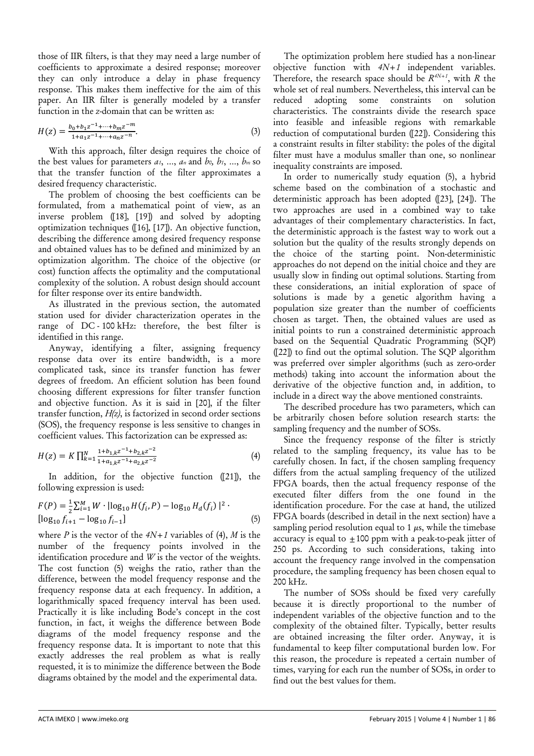those of IIR filters, is that they may need a large number of coefficients to approximate a desired response; moreover they can only introduce a delay in phase frequency response. This makes them ineffective for the aim of this paper. An IIR filter is generally modeled by a transfer function in the *z*-domain that can be written as:

$$H(z) = \frac{b_0 + b_1 z^{-1} + \cdots + b_m z^{-m}}{1 + a_1 z^{-1} + \cdots + a_n z^{-n}}. \tag{3}$$

With this approach, filter design requires the choice of the best values for parameters $a_1, \ldots, a_n$ and $b_0, b_1, \ldots, b_m$ so that the transfer function of the filter approximates a desired frequency characteristic.

The problem of choosing the best coefficients can be formulated, from a mathematical point of view, as an inverse problem ([18], [19]) and solved by adopting optimization techniques ([16], [17]). An objective function, describing the difference among desired frequency response and obtained values has to be defined and minimized by an optimization algorithm. The choice of the objective (or cost) function affects the optimality and the computational complexity of the solution. A robust design should account for filter response over its entire bandwidth.

As illustrated in the previous section, the automated station used for divider characterization operates in the range of DC - 100 kHz: therefore, the best filter is identified in this range.

Anyway, identifying a filter, assigning frequency response data over its entire bandwidth, is a more complicated task, since its transfer function has fewer degrees of freedom. An efficient solution has been found choosing different expressions for filter transfer function and objective function. As it is said in [20], if the filter transfer function, *H(z)*, is factorized in second order sections (SOS), the frequency response is less sensitive to changes in coefficient values. This factorization can be expressed as:

$$H(z) = K \prod_{k=1}^{N} \frac{1 + b_{1,k} z^{-1} + b_{2,k} z^{-2}}{1 + a_{1,k} z^{-1} + a_{2,k} z^{-2}} \tag{4}$$

In addition, for the objective function ([21]), the following expression is used:

$$F(P) = \frac{1}{2} \sum_{i=1}^{M} W \cdot |\log_{10} H(f_i, P) - \log_{10} H_d(f_i)|^2 \cdot [\log_{10} f_{i+1} - \log_{10} f_{i-1}] \tag{5}$$

where $P$ is the vector of the $4N+1$ variables of (4), $M$ is the number of the frequency points involved in the identification procedure and $W$ is the vector of the weights. The cost function (5) weighs the ratio, rather than the difference, between the model frequency response and the frequency response data at each frequency. In addition, a logarithmically spaced frequency interval has been used. Practically it is like including Bode's concept in the cost function, in fact, it weighs the difference between Bode diagrams of the model frequency response and the frequency response data. It is important to note that this exactly addresses the real problem as what is really requested, it is to minimize the difference between the Bode diagrams obtained by the model and the experimental data.

The optimization problem here studied has a non-linear objective function with $4N+1$ independent variables. Therefore, the research space should be $R^{4N+1}$, with $R$ the whole set of real numbers. Nevertheless, this interval can be reduced adopting some constraints on solution characteristics. The constraints divide the research space into feasible and infeasible regions with remarkable reduction of computational burden ([22]). Considering this a constraint results in filter stability: the poles of the digital filter must have a modulus smaller than one, so nonlinear inequality constraints are imposed.

In order to numerically study equation (5), a hybrid scheme based on the combination of a stochastic and deterministic approach has been adopted ([23], [24]). The two approaches are used in a combined way to take advantages of their complementary characteristics. In fact, the deterministic approach is the fastest way to work out a solution but the quality of the results strongly depends on the choice of the starting point. Non-deterministic approaches do not depend on the initial choice and they are usually slow in finding out optimal solutions. Starting from these considerations, an initial exploration of space of solutions is made by a genetic algorithm having a population size greater than the number of coefficients chosen as target. Then, the obtained values are used as initial points to run a constrained deterministic approach based on the Sequential Quadratic Programming (SQP) ([22]) to find out the optimal solution. The SQP algorithm was preferred over simpler algorithms (such as zero-order methods) taking into account the information about the derivative of the objective function and, in addition, to include in a direct way the above mentioned constraints.

The described procedure has two parameters, which can be arbitrarily chosen before solution research starts: the sampling frequency and the number of SOSs.

Since the frequency response of the filter is strictly related to the sampling frequency, its value has to be carefully chosen. In fact, if the chosen sampling frequency differs from the actual sampling frequency of the utilized FPGA boards, then the actual frequency response of the executed filter differs from the one found in the identification procedure. For the case at hand, the utilized FPGA boards (described in detail in the next section) have a sampling period resolution equal to 1 μs, while the timebase accuracy is equal to ±100 ppm with a peak-to-peak jitter of 250 ps. According to such considerations, taking into account the frequency range involved in the compensation procedure, the sampling frequency has been chosen equal to 200 kHz.

The number of SOSs should be fixed very carefully because it is directly proportional to the number of independent variables of the objective function and to the complexity of the obtained filter. Typically, better results are obtained increasing the filter order. Anyway, it is fundamental to keep filter computational burden low. For this reason, the procedure is repeated a certain number of times, varying for each run the number of SOSs, in order to find out the best values for them.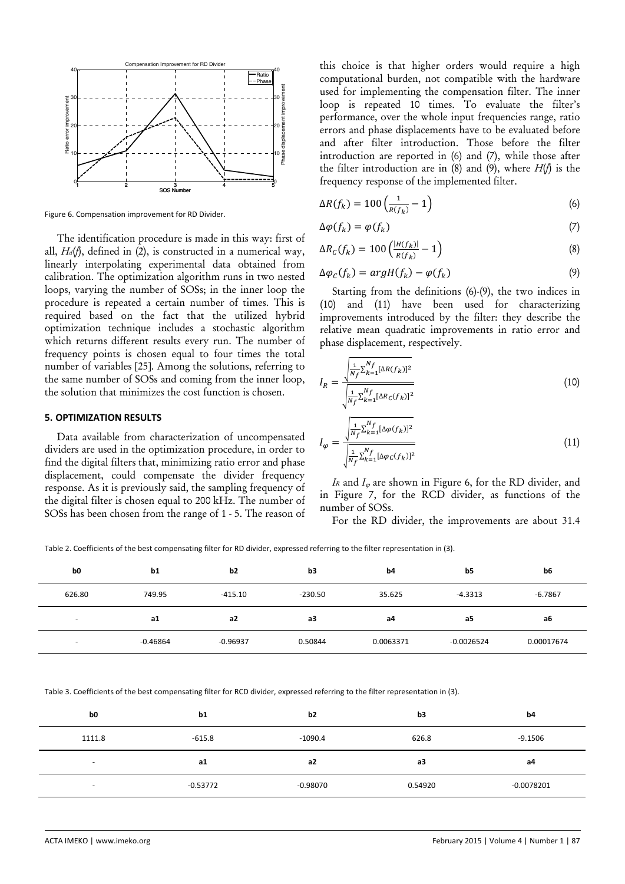Figure 6. Compensation improvement for RD Divider.

The identification procedure is made in this way: first of all, $H_d(f)$, defined in (2), is constructed in a numerical way, linearly interpolating experimental data obtained from calibration. The optimization algorithm runs in two nested loops, varying the number of SOSs; in the inner loop the procedure is repeated a certain number of times. This is required based on the fact that the utilized hybrid optimization technique includes a stochastic algorithm which returns different results every run. The number of frequency points is chosen equal to four times the total number of variables [25]. Among the solutions, referring to the same number of SOSs and coming from the inner loop, the solution that minimizes the cost function is chosen.

### 5. OPTIMIZATION RESULTS

Data available from characterization of uncompensated dividers are used in the optimization procedure, in order to find the digital filters that, minimizing ratio error and phase displacement, could compensate the divider frequency response. As it is previously said, the sampling frequency of the digital filter is chosen equal to 200 kHz. The number of SOSs has been chosen from the range of 1 - 5. The reason of this choice is that higher orders would require a high computational burden, not compatible with the hardware used for implementing the compensation filter. The inner loop is repeated 10 times. To evaluate the filter's performance, over the whole input frequencies range, ratio errors and phase displacements have to be evaluated before and after filter introduction. Those before the filter introduction are reported in (6) and (7), while those after the filter introduction are in (8) and (9), where $H(f)$ is the frequency response of the implemented filter.

$$\Delta R(f_k) = 100\left(\frac{1}{R(f_k)} - 1\right) \tag{6}$$

$$\Delta\varphi(f_k) = \varphi(f_k) \tag{7}$$

$$\Delta R_C(f_k) = 100\left(\frac{|H(f_k)|}{R(f_k)} - 1\right) \tag{8}$$

$$\Delta\varphi_C(f_k) = argH(f_k) - \varphi(f_k) \tag{9}$$

Starting from the definitions (6)-(9), the two indices in (10) and (11) have been used for characterizing improvements introduced by the filter: they describe the relative mean quadratic improvements in ratio error and phase displacement, respectively.

$$I_R = \frac{\sqrt{\frac{1}{N_f}\sum_{k=1}^{N_f}[\Delta R(f_k)]^2}}{\sqrt{\frac{1}{N_f}\sum_{k=1}^{N_f}[\Delta R_C(f_k)]^2}} \tag{10}$$

$$I_\varphi = \frac{\sqrt{\frac{1}{N_f}\sum_{k=1}^{N_f}[\Delta\varphi(f_k)]^2}}{\sqrt{\frac{1}{N_f}\sum_{k=1}^{N_f}[\Delta\varphi_C(f_k)]^2}} \tag{11}$$

$I_R$ and $I_\varphi$ are shown in Figure 6, for the RD divider, and in Figure 7, for the RCD divider, as functions of the number of SOSs.

For the RD divider, the improvements are about 31.4

Table 2. Coefficients of the best compensating filter for RD divider, expressed referring to the filter representation in (3).

| b0 | b1 | b2 | b3 | b4 | b5 | b6 |
|---|---|---|---|---|---|---|
| 626.80 | 749.95 | -415.10 | -230.50 | 35.625 | -4.3313 | -6.7867 |
| - | **a1** | **a2** | **a3** | **a4** | **a5** | **a6** |
| - | -0.46864 | -0.96937 | 0.50844 | 0.0063371 | -0.0026524 | 0.00017674 |

Table 3. Coefficients of the best compensating filter for RCD divider, expressed referring to the filter representation in (3).

| b0 | b1 | b2 | b3 | b4 |
|---|---|---|---|---|
| 1111.8 | -615.8 | -1090.4 | 626.8 | -9.1506 |
| - | **a1** | **a2** | **a3** | **a4** |
| - | -0.53772 | -0.98070 | 0.54920 | -0.0078201 |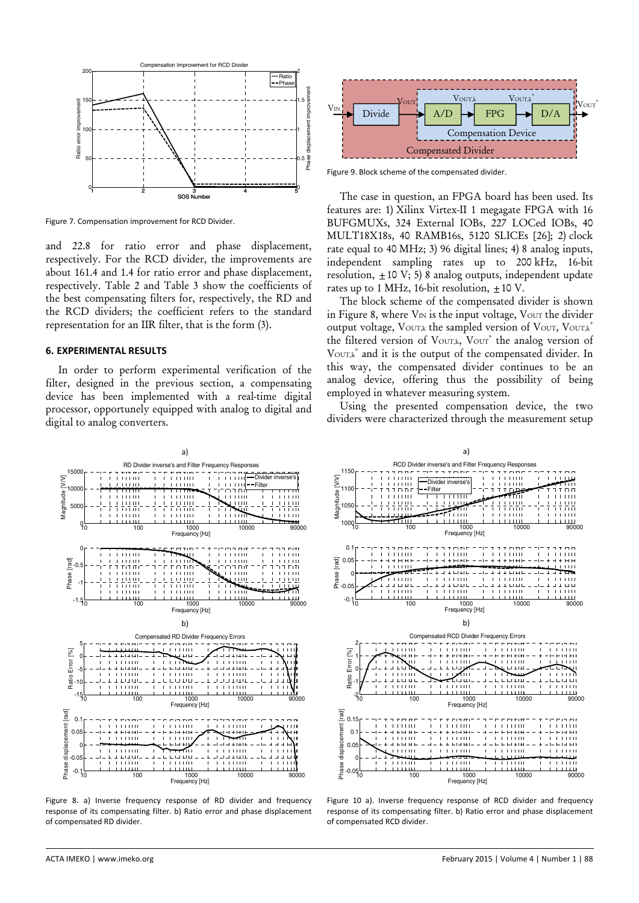Figure 7. Compensation improvement for RCD Divider.

and 22.8 for ratio error and phase displacement, respectively. For the RCD divider, the improvements are about 161.4 and 1.4 for ratio error and phase displacement, respectively. Table 2 and Table 3 show the coefficients of the best compensating filters for, respectively, the RD and the RCD dividers; the coefficient refers to the standard representation for an IIR filter, that is the form (3).

## 6. EXPERIMENTAL RESULTS

In order to perform experimental verification of the filter, designed in the previous section, a compensating device has been implemented with a real-time digital processor, opportunely equipped with analog to digital and digital to analog converters.

Figure 9. Block scheme of the compensated divider.

The case in question, an FPGA board has been used. Its features are: 1) Xilinx Virtex-II 1 megagate FPGA with 16 BUFGMUXs, 324 External IOBs, 227 LOCed IOBs, 40 MULT18X18s, 40 RAMB16s, 5120 SLICEs [26]; 2) clock rate equal to 40 MHz; 3) 96 digital lines; 4) 8 analog inputs, independent sampling rates up to 200 kHz, 16-bit resolution, ±10 V; 5) 8 analog outputs, independent update rates up to 1 MHz, 16-bit resolution, ±10 V.

The block scheme of the compensated divider is shown in Figure 8, where $V_{IN}$ is the input voltage, $V_{OUT}$ the divider output voltage, $V_{OUT,k}$ the sampled version of $V_{OUT}$, $V_{OUT,k}^{*}$ the filtered version of $V_{OUT,k}$, $V_{OUT}^{*}$ the analog version of $V_{OUT,k}^{*}$ and it is the output of the compensated divider. In this way, the compensated divider continues to be an analog device, offering thus the possibility of being employed in whatever measuring system.

Using the presented compensation device, the two dividers were characterized through the measurement setup

Figure 8. a) Inverse frequency response of RD divider and frequency response of its compensating filter. b) Ratio error and phase displacement of compensated RD divider.

Figure 10 a). Inverse frequency response of RCD divider and frequency response of its compensating filter. b) Ratio error and phase displacement of compensated RCD divider.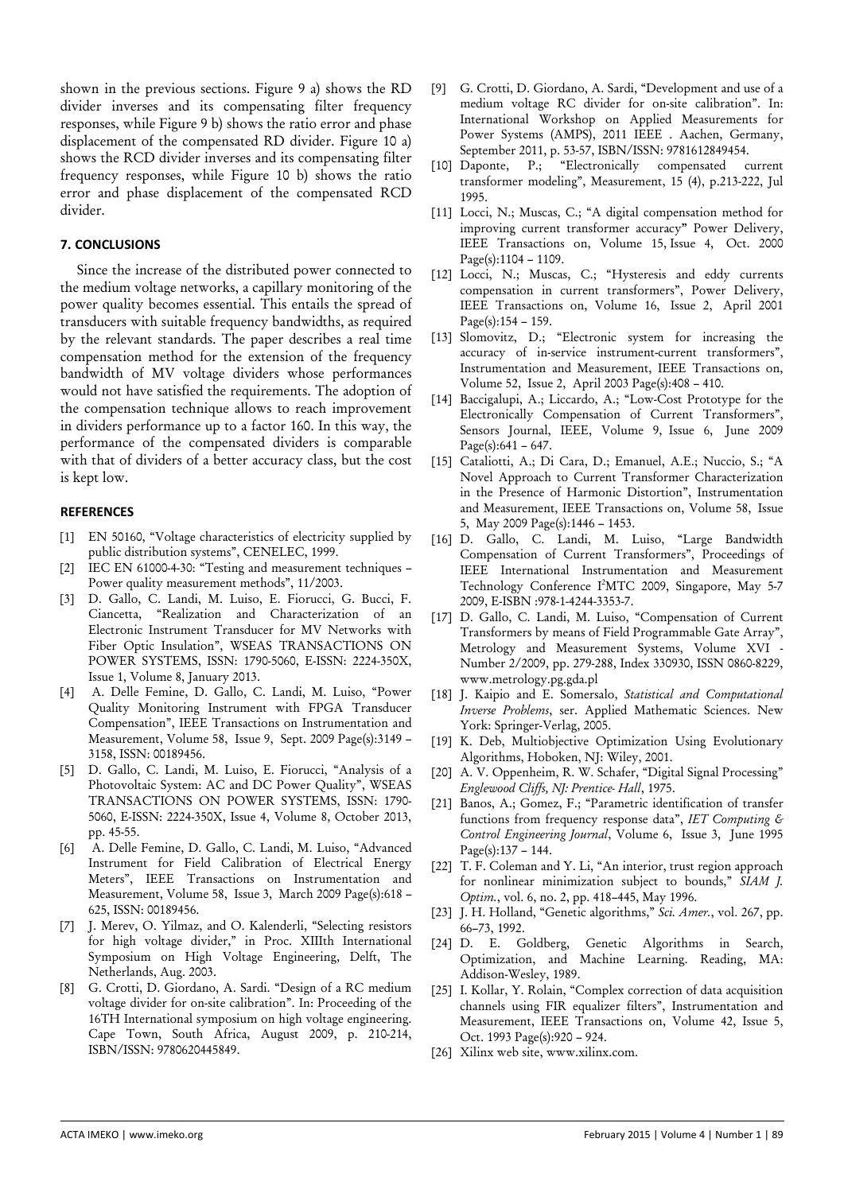shown in the previous sections. Figure 9 a) shows the RD divider inverses and its compensating filter frequency responses, while Figure 9 b) shows the ratio error and phase displacement of the compensated RD divider. Figure 10 a) shows the RCD divider inverses and its compensating filter frequency responses, while Figure 10 b) shows the ratio error and phase displacement of the compensated RCD divider.

## 7. CONCLUSIONS

Since the increase of the distributed power connected to the medium voltage networks, a capillary monitoring of the power quality becomes essential. This entails the spread of transducers with suitable frequency bandwidths, as required by the relevant standards. The paper describes a real time compensation method for the extension of the frequency bandwidth of MV voltage dividers whose performances would not have satisfied the requirements. The adoption of the compensation technique allows to reach improvement in dividers performance up to a factor 160. In this way, the performance of the compensated dividers is comparable with that of dividers of a better accuracy class, but the cost is kept low.

## REFERENCES

[1] EN 50160, "Voltage characteristics of electricity supplied by public distribution systems", CENELEC, 1999.

[2] IEC EN 61000-4-30: "Testing and measurement techniques – Power quality measurement methods", 11/2003.

[3] D. Gallo, C. Landi, M. Luiso, E. Fiorucci, G. Bucci, F. Ciancetta, "Realization and Characterization of an Electronic Instrument Transducer for MV Networks with Fiber Optic Insulation", WSEAS TRANSACTIONS ON POWER SYSTEMS, ISSN: 1790-5060, E-ISSN: 2224-350X, Issue 1, Volume 8, January 2013.

[4] A. Delle Femine, D. Gallo, C. Landi, M. Luiso, "Power Quality Monitoring Instrument with FPGA Transducer Compensation", IEEE Transactions on Instrumentation and Measurement, Volume 58, Issue 9, Sept. 2009 Page(s):3149 – 3158, ISSN: 00189456.

[5] D. Gallo, C. Landi, M. Luiso, E. Fiorucci, "Analysis of a Photovoltaic System: AC and DC Power Quality", WSEAS TRANSACTIONS ON POWER SYSTEMS, ISSN: 1790-5060, E-ISSN: 2224-350X, Issue 4, Volume 8, October 2013, pp. 45-55.

[6] A. Delle Femine, D. Gallo, C. Landi, M. Luiso, "Advanced Instrument for Field Calibration of Electrical Energy Meters", IEEE Transactions on Instrumentation and Measurement, Volume 58, Issue 3, March 2009 Page(s):618 – 625, ISSN: 00189456.

[7] J. Merev, O. Yilmaz, and O. Kalenderli, "Selecting resistors for high voltage divider," in Proc. XIIIth International Symposium on High Voltage Engineering, Delft, The Netherlands, Aug. 2003.

[8] G. Crotti, D. Giordano, A. Sardi. "Design of a RC medium voltage divider for on-site calibration". In: Proceeding of the 16TH International symposium on high voltage engineering. Cape Town, South Africa, August 2009, p. 210-214, ISBN/ISSN: 9780620445849.

[9] G. Crotti, D. Giordano, A. Sardi, "Development and use of a medium voltage RC divider for on-site calibration". In: International Workshop on Applied Measurements for Power Systems (AMPS), 2011 IEEE . Aachen, Germany, September 2011, p. 53-57, ISBN/ISSN: 9781612849454.

[10] Daponte, P.; "Electronically compensated current transformer modeling", Measurement, 15 (4), p.213-222, Jul 1995.

[11] Locci, N.; Muscas, C.; "A digital compensation method for improving current transformer accuracy" Power Delivery, IEEE Transactions on, Volume 15, Issue 4, Oct. 2000 Page(s):1104 – 1109.

[12] Locci, N.; Muscas, C.; "Hysteresis and eddy currents compensation in current transformers", Power Delivery, IEEE Transactions on, Volume 16, Issue 2, April 2001 Page(s):154 – 159.

[13] Slomovitz, D.; "Electronic system for increasing the accuracy of in-service instrument-current transformers", Instrumentation and Measurement, IEEE Transactions on, Volume 52, Issue 2, April 2003 Page(s):408 – 410.

[14] Baccigalupi, A.; Liccardo, A.; "Low-Cost Prototype for the Electronically Compensation of Current Transformers", Sensors Journal, IEEE, Volume 9, Issue 6, June 2009 Page(s):641 – 647.

[15] Cataliotti, A.; Di Cara, D.; Emanuel, A.E.; Nuccio, S.; "A Novel Approach to Current Transformer Characterization in the Presence of Harmonic Distortion", Instrumentation and Measurement, IEEE Transactions on, Volume 58, Issue 5, May 2009 Page(s):1446 – 1453.

[16] D. Gallo, C. Landi, M. Luiso, "Large Bandwidth Compensation of Current Transformers", Proceedings of IEEE International Instrumentation and Measurement Technology Conference I$^2$MTC 2009, Singapore, May 5-7 2009, E-ISBN :978-1-4244-3353-7.

[17] D. Gallo, C. Landi, M. Luiso, "Compensation of Current Transformers by means of Field Programmable Gate Array", Metrology and Measurement Systems, Volume XVI - Number 2/2009, pp. 279-288, Index 330930, ISSN 0860-8229, www.metrology.pg.gda.pl

[18] J. Kaipio and E. Somersalo, *Statistical and Computational Inverse Problems*, ser. Applied Mathematic Sciences. New York: Springer-Verlag, 2005.

[19] K. Deb, Multiobjective Optimization Using Evolutionary Algorithms, Hoboken, NJ: Wiley, 2001.

[20] A. V. Oppenheim, R. W. Schafer, "Digital Signal Processing" *Englewood Cliffs, NJ: Prentice- Hall*, 1975.

[21] Banos, A.; Gomez, F.; "Parametric identification of transfer functions from frequency response data", *IET Computing & Control Engineering Journal*, Volume 6, Issue 3, June 1995 Page(s):137 – 144.

[22] T. F. Coleman and Y. Li, "An interior, trust region approach for nonlinear minimization subject to bounds," *SIAM J. Optim.*, vol. 6, no. 2, pp. 418–445, May 1996.

[23] J. H. Holland, "Genetic algorithms," *Sci. Amer.*, vol. 267, pp. 66–73, 1992.

[24] D. E. Goldberg, Genetic Algorithms in Search, Optimization, and Machine Learning. Reading, MA: Addison-Wesley, 1989.

[25] I. Kollar, Y. Rolain, "Complex correction of data acquisition channels using FIR equalizer filters", Instrumentation and Measurement, IEEE Transactions on, Volume 42, Issue 5, Oct. 1993 Page(s):920 – 924.

[26] Xilinx web site, www.xilinx.com.